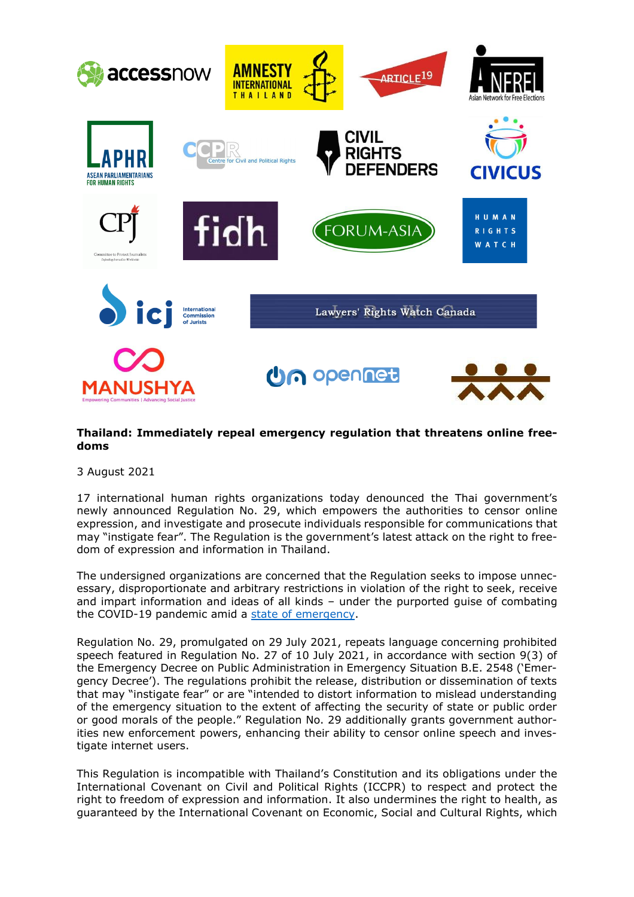## Thailand: Immediately repeal emergency regulation that threatens online freedoms

3 August 2021

17 international human rights organizations today denounced the Thai government's newly announced Regulation No. 29, which empowers the authorities to censor online expression, and investigate and prosecute individuals responsible for communications that may "instigate fear". The Regulation is the government's latest attack on the right to freedom of expression and information in Thailand.

The undersigned organizations are concerned that the Regulation seeks to impose unnecessary, disproportionate and arbitrary restrictions in violation of the right to seek, receive and impart information and ideas of all kinds – under the purported guise of combating the COVID-19 pandemic amid a state of emergency.

Regulation No. 29, promulgated on 29 July 2021, repeats language concerning prohibited speech featured in Regulation No. 27 of 10 July 2021, in accordance with section 9(3) of the Emergency Decree on Public Administration in Emergency Situation B.E. 2548 ('Emergency Decree'). The regulations prohibit the release, distribution or dissemination of texts that may "instigate fear" or are "intended to distort information to mislead understanding of the emergency situation to the extent of affecting the security of state or public order or good morals of the people." Regulation No. 29 additionally grants government authorities new enforcement powers, enhancing their ability to censor online speech and investigate internet users.

This Regulation is incompatible with Thailand's Constitution and its obligations under the International Covenant on Civil and Political Rights (ICCPR) to respect and protect the right to freedom of expression and information. It also undermines the right to health, as guaranteed by the International Covenant on Economic, Social and Cultural Rights, which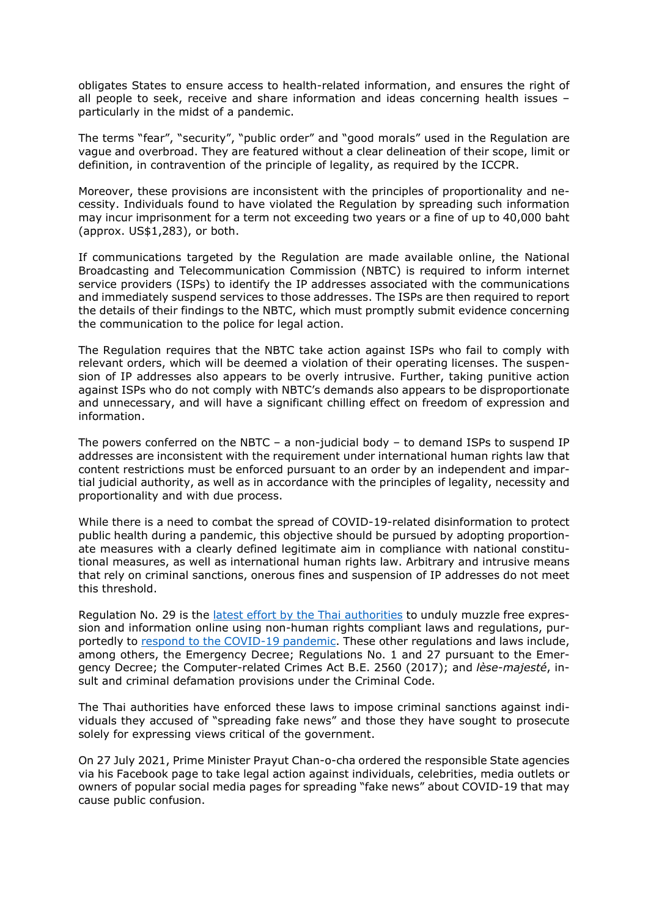obligates States to ensure access to health-related information, and ensures the right of all people to seek, receive and share information and ideas concerning health issues – particularly in the midst of a pandemic.

The terms "fear", "security", "public order" and "good morals" used in the Regulation are vague and overbroad. They are featured without a clear delineation of their scope, limit or definition, in contravention of the principle of legality, as required by the ICCPR.

Moreover, these provisions are inconsistent with the principles of proportionality and necessity. Individuals found to have violated the Regulation by spreading such information may incur imprisonment for a term not exceeding two years or a fine of up to 40,000 baht (approx. US$1,283), or both.

If communications targeted by the Regulation are made available online, the National Broadcasting and Telecommunication Commission (NBTC) is required to inform internet service providers (ISPs) to identify the IP addresses associated with the communications and immediately suspend services to those addresses. The ISPs are then required to report the details of their findings to the NBTC, which must promptly submit evidence concerning the communication to the police for legal action.

The Regulation requires that the NBTC take action against ISPs who fail to comply with relevant orders, which will be deemed a violation of their operating licenses. The suspension of IP addresses also appears to be overly intrusive. Further, taking punitive action against ISPs who do not comply with NBTC's demands also appears to be disproportionate and unnecessary, and will have a significant chilling effect on freedom of expression and information.

The powers conferred on the NBTC – a non-judicial body – to demand ISPs to suspend IP addresses are inconsistent with the requirement under international human rights law that content restrictions must be enforced pursuant to an order by an independent and impartial judicial authority, as well as in accordance with the principles of legality, necessity and proportionality and with due process.

While there is a need to combat the spread of COVID-19-related disinformation to protect public health during a pandemic, this objective should be pursued by adopting proportionate measures with a clearly defined legitimate aim in compliance with national constitutional measures, as well as international human rights law. Arbitrary and intrusive means that rely on criminal sanctions, onerous fines and suspension of IP addresses do not meet this threshold.

Regulation No. 29 is the [latest effort by the Thai authorities] to unduly muzzle free expression and information online using non-human rights compliant laws and regulations, purportedly to [respond to the COVID-19 pandemic]. These other regulations and laws include, among others, the Emergency Decree; Regulations No. 1 and 27 pursuant to the Emergency Decree; the Computer-related Crimes Act B.E. 2560 (2017); and *lèse-majesté*, insult and criminal defamation provisions under the Criminal Code.

The Thai authorities have enforced these laws to impose criminal sanctions against individuals they accused of "spreading fake news" and those they have sought to prosecute solely for expressing views critical of the government.

On 27 July 2021, Prime Minister Prayut Chan-o-cha ordered the responsible State agencies via his Facebook page to take legal action against individuals, celebrities, media outlets or owners of popular social media pages for spreading "fake news" about COVID-19 that may cause public confusion.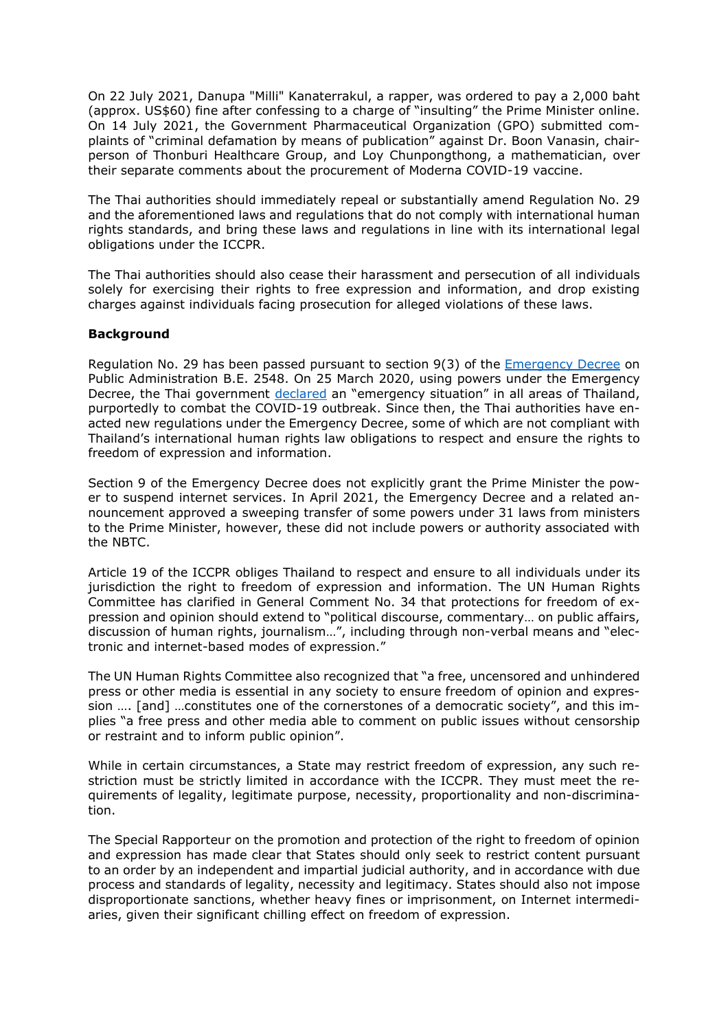On 22 July 2021, Danupa "Milli" Kanaterrakul, a rapper, was ordered to pay a 2,000 baht (approx. US$60) fine after confessing to a charge of "insulting" the Prime Minister online. On 14 July 2021, the Government Pharmaceutical Organization (GPO) submitted complaints of "criminal defamation by means of publication" against Dr. Boon Vanasin, chairperson of Thonburi Healthcare Group, and Loy Chunpongthong, a mathematician, over their separate comments about the procurement of Moderna COVID-19 vaccine.

The Thai authorities should immediately repeal or substantially amend Regulation No. 29 and the aforementioned laws and regulations that do not comply with international human rights standards, and bring these laws and regulations in line with its international legal obligations under the ICCPR.

The Thai authorities should also cease their harassment and persecution of all individuals solely for exercising their rights to free expression and information, and drop existing charges against individuals facing prosecution for alleged violations of these laws.

**Background**

Regulation No. 29 has been passed pursuant to section 9(3) of the Emergency Decree on Public Administration B.E. 2548. On 25 March 2020, using powers under the Emergency Decree, the Thai government declared an "emergency situation" in all areas of Thailand, purportedly to combat the COVID-19 outbreak. Since then, the Thai authorities have enacted new regulations under the Emergency Decree, some of which are not compliant with Thailand's international human rights law obligations to respect and ensure the rights to freedom of expression and information.

Section 9 of the Emergency Decree does not explicitly grant the Prime Minister the power to suspend internet services. In April 2021, the Emergency Decree and a related announcement approved a sweeping transfer of some powers under 31 laws from ministers to the Prime Minister, however, these did not include powers or authority associated with the NBTC.

Article 19 of the ICCPR obliges Thailand to respect and ensure to all individuals under its jurisdiction the right to freedom of expression and information. The UN Human Rights Committee has clarified in General Comment No. 34 that protections for freedom of expression and opinion should extend to "political discourse, commentary… on public affairs, discussion of human rights, journalism…", including through non-verbal means and "electronic and internet-based modes of expression."

The UN Human Rights Committee also recognized that "a free, uncensored and unhindered press or other media is essential in any society to ensure freedom of opinion and expression …. [and] …constitutes one of the cornerstones of a democratic society", and this implies "a free press and other media able to comment on public issues without censorship or restraint and to inform public opinion".

While in certain circumstances, a State may restrict freedom of expression, any such restriction must be strictly limited in accordance with the ICCPR. They must meet the requirements of legality, legitimate purpose, necessity, proportionality and non-discrimination.

The Special Rapporteur on the promotion and protection of the right to freedom of opinion and expression has made clear that States should only seek to restrict content pursuant to an order by an independent and impartial judicial authority, and in accordance with due process and standards of legality, necessity and legitimacy. States should also not impose disproportionate sanctions, whether heavy fines or imprisonment, on Internet intermediaries, given their significant chilling effect on freedom of expression.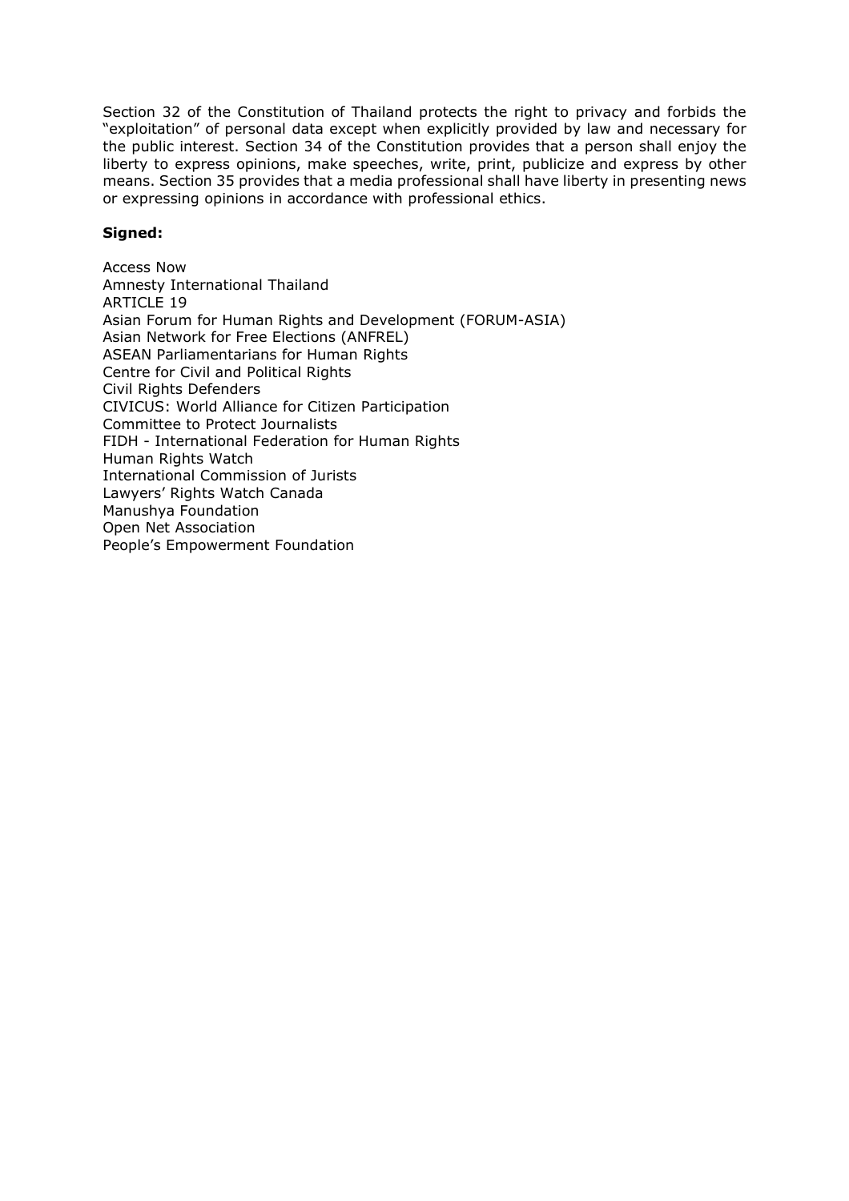Section 32 of the Constitution of Thailand protects the right to privacy and forbids the "exploitation" of personal data except when explicitly provided by law and necessary for the public interest. Section 34 of the Constitution provides that a person shall enjoy the liberty to express opinions, make speeches, write, print, publicize and express by other means. Section 35 provides that a media professional shall have liberty in presenting news or expressing opinions in accordance with professional ethics.

**Signed:**

Access Now
Amnesty International Thailand
ARTICLE 19
Asian Forum for Human Rights and Development (FORUM-ASIA)
Asian Network for Free Elections (ANFREL)
ASEAN Parliamentarians for Human Rights
Centre for Civil and Political Rights
Civil Rights Defenders
CIVICUS: World Alliance for Citizen Participation
Committee to Protect Journalists
FIDH - International Federation for Human Rights
Human Rights Watch
International Commission of Jurists
Lawyers' Rights Watch Canada
Manushya Foundation
Open Net Association
People's Empowerment Foundation